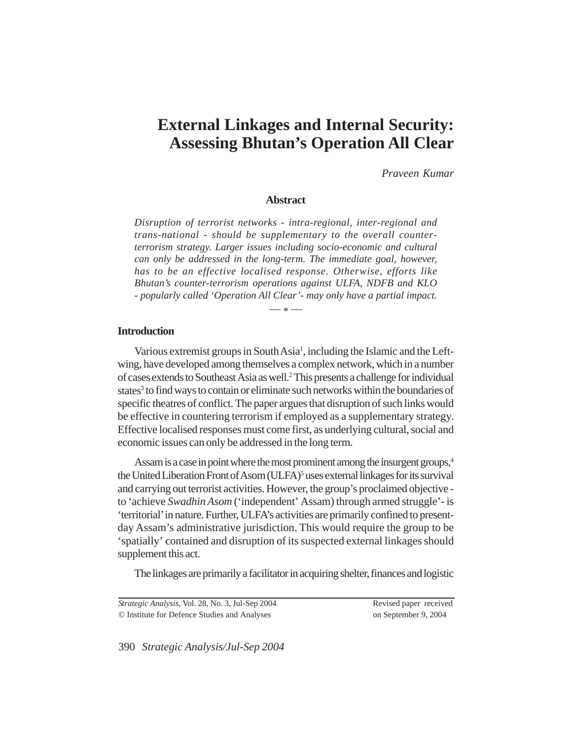# External Linkages and Internal Security: Assessing Bhutan's Operation All Clear

*Praveen Kumar*

### Abstract

*Disruption of terrorist networks - intra-regional, inter-regional and trans-national - should be supplementary to the overall counter-terrorism strategy. Larger issues including socio-economic and cultural can only be addressed in the long-term. The immediate goal, however, has to be an effective localised response. Otherwise, efforts like Bhutan's counter-terrorism operations against ULFA, NDFB and KLO - popularly called 'Operation All Clear'- may only have a partial impact.*

— * —

## Introduction

Various extremist groups in South Asia[1], including the Islamic and the Left-wing, have developed among themselves a complex network, which in a number of cases extends to Southeast Asia as well.[2] This presents a challenge for individual states[3] to find ways to contain or eliminate such networks within the boundaries of specific theatres of conflict. The paper argues that disruption of such links would be effective in countering terrorism if employed as a supplementary strategy. Effective localised responses must come first, as underlying cultural, social and economic issues can only be addressed in the long term.

Assam is a case in point where the most prominent among the insurgent groups,[4] the United Liberation Front of Asom (ULFA)[5] uses external linkages for its survival and carrying out terrorist activities. However, the group's proclaimed objective - to 'achieve *Swadhin Asom* ('independent' Assam) through armed struggle'- is 'territorial' in nature. Further, ULFA's activities are primarily confined to present-day Assam's administrative jurisdiction. This would require the group to be 'spatially' contained and disruption of its suspected external linkages should supplement this act.

The linkages are primarily a facilitator in acquiring shelter, finances and logistic

*Strategic Analysis,* Vol. 28, No. 3, Jul-Sep 2004
© Institute for Defence Studies and Analyses

Revised paper received on September 9, 2004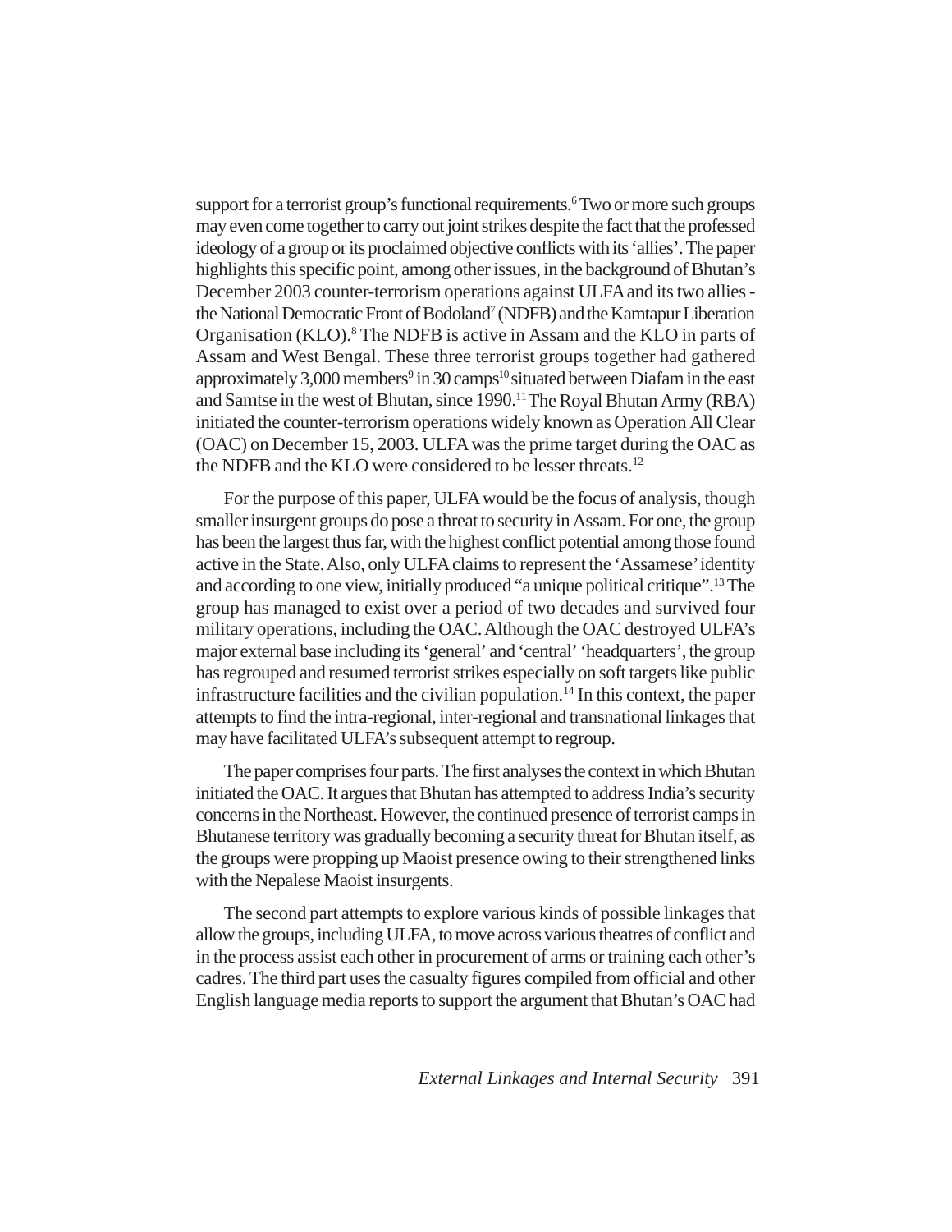support for a terrorist group's functional requirements.[6] Two or more such groups may even come together to carry out joint strikes despite the fact that the professed ideology of a group or its proclaimed objective conflicts with its 'allies'. The paper highlights this specific point, among other issues, in the background of Bhutan's December 2003 counter-terrorism operations against ULFA and its two allies - the National Democratic Front of Bodoland[7] (NDFB) and the Kamtapur Liberation Organisation (KLO).[8] The NDFB is active in Assam and the KLO in parts of Assam and West Bengal. These three terrorist groups together had gathered approximately 3,000 members[9] in 30 camps[10] situated between Diafam in the east and Samtse in the west of Bhutan, since 1990.[11] The Royal Bhutan Army (RBA) initiated the counter-terrorism operations widely known as Operation All Clear (OAC) on December 15, 2003. ULFA was the prime target during the OAC as the NDFB and the KLO were considered to be lesser threats.[12]

For the purpose of this paper, ULFA would be the focus of analysis, though smaller insurgent groups do pose a threat to security in Assam. For one, the group has been the largest thus far, with the highest conflict potential among those found active in the State. Also, only ULFA claims to represent the 'Assamese' identity and according to one view, initially produced "a unique political critique".[13] The group has managed to exist over a period of two decades and survived four military operations, including the OAC. Although the OAC destroyed ULFA's major external base including its 'general' and 'central' 'headquarters', the group has regrouped and resumed terrorist strikes especially on soft targets like public infrastructure facilities and the civilian population.[14] In this context, the paper attempts to find the intra-regional, inter-regional and transnational linkages that may have facilitated ULFA's subsequent attempt to regroup.

The paper comprises four parts. The first analyses the context in which Bhutan initiated the OAC. It argues that Bhutan has attempted to address India's security concerns in the Northeast. However, the continued presence of terrorist camps in Bhutanese territory was gradually becoming a security threat for Bhutan itself, as the groups were propping up Maoist presence owing to their strengthened links with the Nepalese Maoist insurgents.

The second part attempts to explore various kinds of possible linkages that allow the groups, including ULFA, to move across various theatres of conflict and in the process assist each other in procurement of arms or training each other's cadres. The third part uses the casualty figures compiled from official and other English language media reports to support the argument that Bhutan's OAC had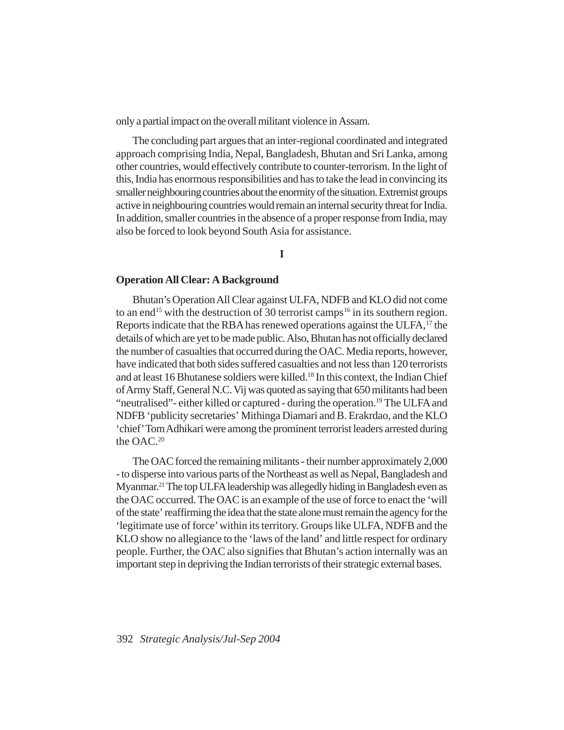only a partial impact on the overall militant violence in Assam.

The concluding part argues that an inter-regional coordinated and integrated approach comprising India, Nepal, Bangladesh, Bhutan and Sri Lanka, among other countries, would effectively contribute to counter-terrorism. In the light of this, India has enormous responsibilities and has to take the lead in convincing its smaller neighbouring countries about the enormity of the situation. Extremist groups active in neighbouring countries would remain an internal security threat for India. In addition, smaller countries in the absence of a proper response from India, may also be forced to look beyond South Asia for assistance.

**I**

### Operation All Clear: A Background

Bhutan's Operation All Clear against ULFA, NDFB and KLO did not come to an end[15] with the destruction of 30 terrorist camps[16] in its southern region. Reports indicate that the RBA has renewed operations against the ULFA,[17] the details of which are yet to be made public. Also, Bhutan has not officially declared the number of casualties that occurred during the OAC. Media reports, however, have indicated that both sides suffered casualties and not less than 120 terrorists and at least 16 Bhutanese soldiers were killed.[18] In this context, the Indian Chief of Army Staff, General N.C. Vij was quoted as saying that 650 militants had been "neutralised"- either killed or captured - during the operation.[19] The ULFA and NDFB 'publicity secretaries' Mithinga Diamari and B. Erakrdao, and the KLO 'chief' Tom Adhikari were among the prominent terrorist leaders arrested during the OAC.[20]

The OAC forced the remaining militants - their number approximately 2,000 - to disperse into various parts of the Northeast as well as Nepal, Bangladesh and Myanmar.[21] The top ULFA leadership was allegedly hiding in Bangladesh even as the OAC occurred. The OAC is an example of the use of force to enact the 'will of the state' reaffirming the idea that the state alone must remain the agency for the 'legitimate use of force' within its territory. Groups like ULFA, NDFB and the KLO show no allegiance to the 'laws of the land' and little respect for ordinary people. Further, the OAC also signifies that Bhutan's action internally was an important step in depriving the Indian terrorists of their strategic external bases.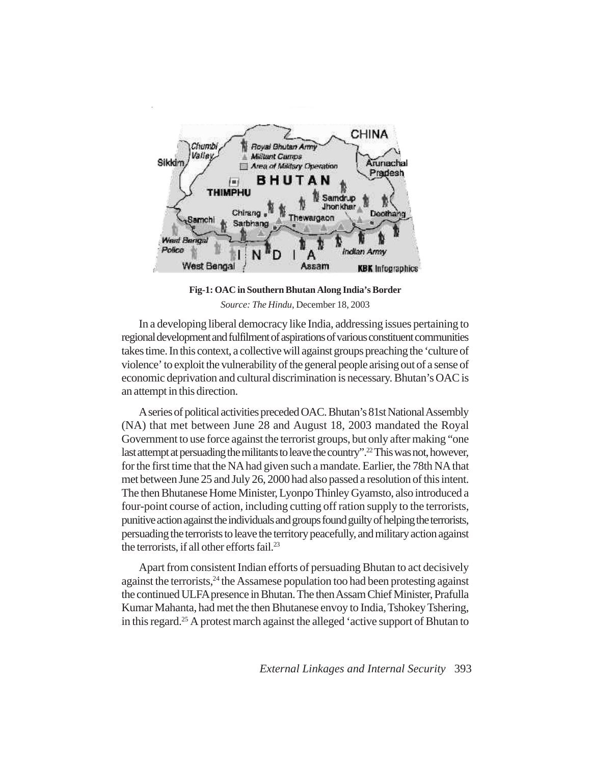**Fig-1: OAC in Southern Bhutan Along India's Border**

*Source: The Hindu*, December 18, 2003

In a developing liberal democracy like India, addressing issues pertaining to regional development and fulfilment of aspirations of various constituent communities takes time. In this context, a collective will against groups preaching the 'culture of violence' to exploit the vulnerability of the general people arising out of a sense of economic deprivation and cultural discrimination is necessary. Bhutan's OAC is an attempt in this direction.

A series of political activities preceded OAC. Bhutan's 81st National Assembly (NA) that met between June 28 and August 18, 2003 mandated the Royal Government to use force against the terrorist groups, but only after making "one last attempt at persuading the militants to leave the country".[22] This was not, however, for the first time that the NA had given such a mandate. Earlier, the 78th NA that met between June 25 and July 26, 2000 had also passed a resolution of this intent. The then Bhutanese Home Minister, Lyonpo Thinley Gyamsto, also introduced a four-point course of action, including cutting off ration supply to the terrorists, punitive action against the individuals and groups found guilty of helping the terrorists, persuading the terrorists to leave the territory peacefully, and military action against the terrorists, if all other efforts fail.[23]

Apart from consistent Indian efforts of persuading Bhutan to act decisively against the terrorists,[24] the Assamese population too had been protesting against the continued ULFA presence in Bhutan. The then Assam Chief Minister, Prafulla Kumar Mahanta, had met the then Bhutanese envoy to India, Tshokey Tshering, in this regard.[25] A protest march against the alleged 'active support of Bhutan to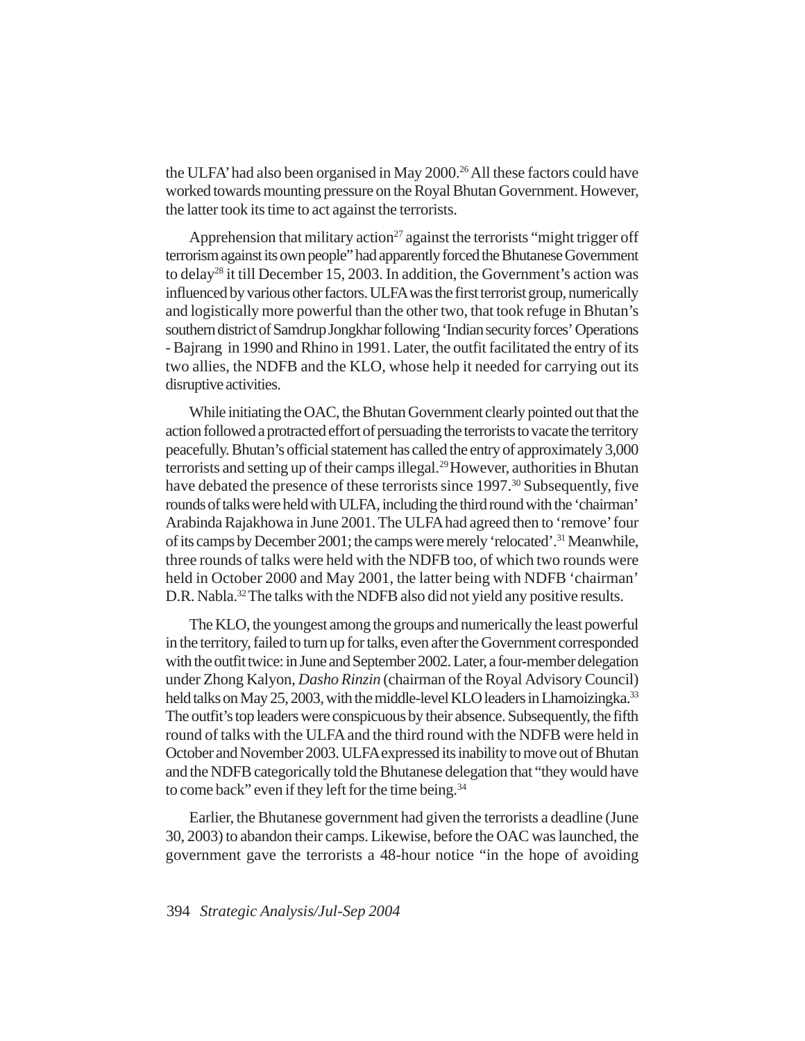the ULFA' had also been organised in May 2000.[26] All these factors could have worked towards mounting pressure on the Royal Bhutan Government. However, the latter took its time to act against the terrorists.

Apprehension that military action[27] against the terrorists "might trigger off terrorism against its own people" had apparently forced the Bhutanese Government to delay[28] it till December 15, 2003. In addition, the Government's action was influenced by various other factors. ULFA was the first terrorist group, numerically and logistically more powerful than the other two, that took refuge in Bhutan's southern district of Samdrup Jongkhar following 'Indian security forces' Operations - Bajrang in 1990 and Rhino in 1991. Later, the outfit facilitated the entry of its two allies, the NDFB and the KLO, whose help it needed for carrying out its disruptive activities.

While initiating the OAC, the Bhutan Government clearly pointed out that the action followed a protracted effort of persuading the terrorists to vacate the territory peacefully. Bhutan's official statement has called the entry of approximately 3,000 terrorists and setting up of their camps illegal.[29] However, authorities in Bhutan have debated the presence of these terrorists since 1997.[30] Subsequently, five rounds of talks were held with ULFA, including the third round with the 'chairman' Arabinda Rajakhowa in June 2001. The ULFA had agreed then to 'remove' four of its camps by December 2001; the camps were merely 'relocated'.[31] Meanwhile, three rounds of talks were held with the NDFB too, of which two rounds were held in October 2000 and May 2001, the latter being with NDFB 'chairman' D.R. Nabla.[32] The talks with the NDFB also did not yield any positive results.

The KLO, the youngest among the groups and numerically the least powerful in the territory, failed to turn up for talks, even after the Government corresponded with the outfit twice: in June and September 2002. Later, a four-member delegation under Zhong Kalyon, *Dasho Rinzin* (chairman of the Royal Advisory Council) held talks on May 25, 2003, with the middle-level KLO leaders in Lhamoizingka.[33] The outfit's top leaders were conspicuous by their absence. Subsequently, the fifth round of talks with the ULFA and the third round with the NDFB were held in October and November 2003. ULFA expressed its inability to move out of Bhutan and the NDFB categorically told the Bhutanese delegation that "they would have to come back" even if they left for the time being.[34]

Earlier, the Bhutanese government had given the terrorists a deadline (June 30, 2003) to abandon their camps. Likewise, before the OAC was launched, the government gave the terrorists a 48-hour notice "in the hope of avoiding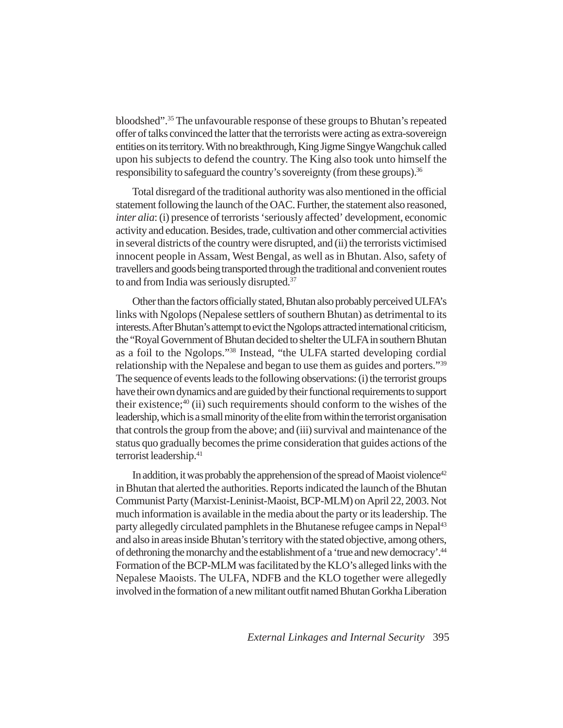bloodshed".[35] The unfavourable response of these groups to Bhutan's repeated offer of talks convinced the latter that the terrorists were acting as extra-sovereign entities on its territory. With no breakthrough, King Jigme Singye Wangchuk called upon his subjects to defend the country. The King also took unto himself the responsibility to safeguard the country's sovereignty (from these groups).[36]

Total disregard of the traditional authority was also mentioned in the official statement following the launch of the OAC. Further, the statement also reasoned, *inter alia*: (i) presence of terrorists 'seriously affected' development, economic activity and education. Besides, trade, cultivation and other commercial activities in several districts of the country were disrupted, and (ii) the terrorists victimised innocent people in Assam, West Bengal, as well as in Bhutan. Also, safety of travellers and goods being transported through the traditional and convenient routes to and from India was seriously disrupted.[37]

Other than the factors officially stated, Bhutan also probably perceived ULFA's links with Ngolops (Nepalese settlers of southern Bhutan) as detrimental to its interests. After Bhutan's attempt to evict the Ngolops attracted international criticism, the "Royal Government of Bhutan decided to shelter the ULFA in southern Bhutan as a foil to the Ngolops."[38] Instead, "the ULFA started developing cordial relationship with the Nepalese and began to use them as guides and porters."[39] The sequence of events leads to the following observations: (i) the terrorist groups have their own dynamics and are guided by their functional requirements to support their existence;[40] (ii) such requirements should conform to the wishes of the leadership, which is a small minority of the elite from within the terrorist organisation that controls the group from the above; and (iii) survival and maintenance of the status quo gradually becomes the prime consideration that guides actions of the terrorist leadership.[41]

In addition, it was probably the apprehension of the spread of Maoist violence[42] in Bhutan that alerted the authorities. Reports indicated the launch of the Bhutan Communist Party (Marxist-Leninist-Maoist, BCP-MLM) on April 22, 2003. Not much information is available in the media about the party or its leadership. The party allegedly circulated pamphlets in the Bhutanese refugee camps in Nepal[43] and also in areas inside Bhutan's territory with the stated objective, among others, of dethroning the monarchy and the establishment of a 'true and new democracy'.[44] Formation of the BCP-MLM was facilitated by the KLO's alleged links with the Nepalese Maoists. The ULFA, NDFB and the KLO together were allegedly involved in the formation of a new militant outfit named Bhutan Gorkha Liberation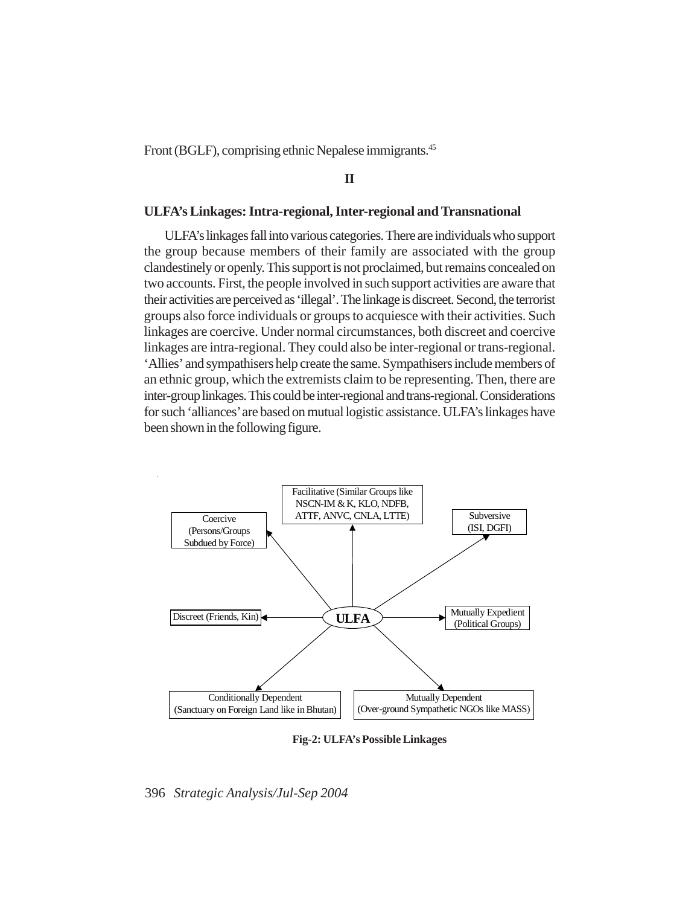Front (BGLF), comprising ethnic Nepalese immigrants.[45]

## II

### ULFA's Linkages: Intra-regional, Inter-regional and Transnational

ULFA's linkages fall into various categories. There are individuals who support the group because members of their family are associated with the group clandestinely or openly. This support is not proclaimed, but remains concealed on two accounts. First, the people involved in such support activities are aware that their activities are perceived as 'illegal'. The linkage is discreet. Second, the terrorist groups also force individuals or groups to acquiesce with their activities. Such linkages are coercive. Under normal circumstances, both discreet and coercive linkages are intra-regional. They could also be inter-regional or trans-regional. 'Allies' and sympathisers help create the same. Sympathisers include members of an ethnic group, which the extremists claim to be representing. Then, there are inter-group linkages. This could be inter-regional and trans-regional. Considerations for such 'alliances' are based on mutual logistic assistance. ULFA's linkages have been shown in the following figure.

- ULFA
  - Coercive (Persons/Groups Subdued by Force)
  - Facilitative (Similar Groups like NSCN-IM & K, KLO, NDFB, ATTF, ANVC, CNLA, LTTE)
  - Subversive (ISI, DGFI)
  - Discreet (Friends, Kin)
  - Mutually Expedient (Political Groups)
  - Conditionally Dependent (Sanctuary on Foreign Land like in Bhutan)
  - Mutually Dependent (Over-ground Sympathetic NGOs like MASS)

**Fig-2: ULFA's Possible Linkages**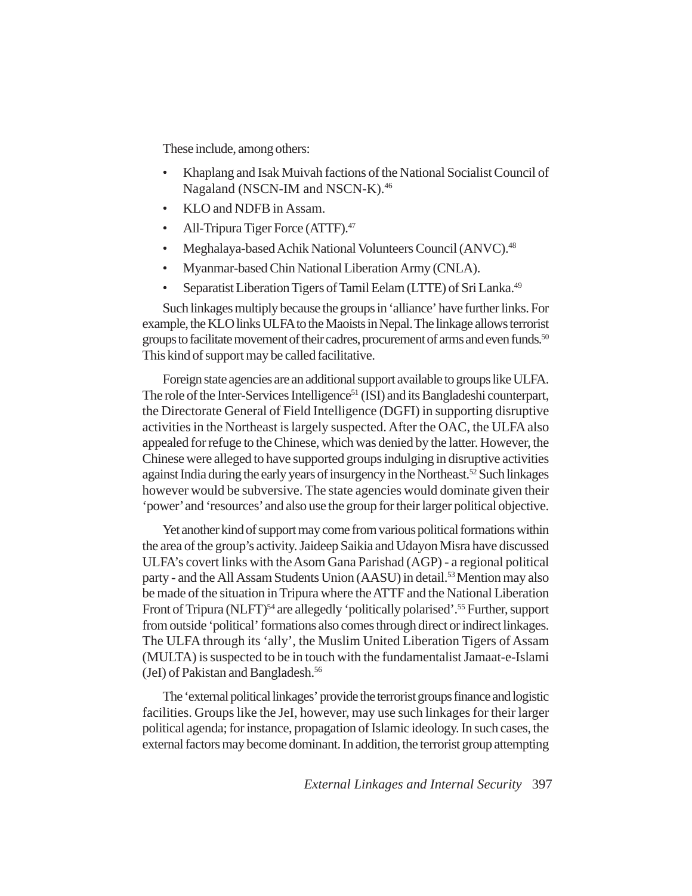These include, among others:

- Khaplang and Isak Muivah factions of the National Socialist Council of Nagaland (NSCN-IM and NSCN-K).[46]
- KLO and NDFB in Assam.
- All-Tripura Tiger Force (ATTF).[47]
- Meghalaya-based Achik National Volunteers Council (ANVC).[48]
- Myanmar-based Chin National Liberation Army (CNLA).
- Separatist Liberation Tigers of Tamil Eelam (LTTE) of Sri Lanka.[49]

Such linkages multiply because the groups in 'alliance' have further links. For example, the KLO links ULFA to the Maoists in Nepal. The linkage allows terrorist groups to facilitate movement of their cadres, procurement of arms and even funds.[50] This kind of support may be called facilitative.

Foreign state agencies are an additional support available to groups like ULFA. The role of the Inter-Services Intelligence[51] (ISI) and its Bangladeshi counterpart, the Directorate General of Field Intelligence (DGFI) in supporting disruptive activities in the Northeast is largely suspected. After the OAC, the ULFA also appealed for refuge to the Chinese, which was denied by the latter. However, the Chinese were alleged to have supported groups indulging in disruptive activities against India during the early years of insurgency in the Northeast.[52] Such linkages however would be subversive. The state agencies would dominate given their 'power' and 'resources' and also use the group for their larger political objective.

Yet another kind of support may come from various political formations within the area of the group's activity. Jaideep Saikia and Udayon Misra have discussed ULFA's covert links with the Asom Gana Parishad (AGP) - a regional political party - and the All Assam Students Union (AASU) in detail.[53] Mention may also be made of the situation in Tripura where the ATTF and the National Liberation Front of Tripura (NLFT)[54] are allegedly 'politically polarised'.[55] Further, support from outside 'political' formations also comes through direct or indirect linkages. The ULFA through its 'ally', the Muslim United Liberation Tigers of Assam (MULTA) is suspected to be in touch with the fundamentalist Jamaat-e-Islami (JeI) of Pakistan and Bangladesh.[56]

The 'external political linkages' provide the terrorist groups finance and logistic facilities. Groups like the JeI, however, may use such linkages for their larger political agenda; for instance, propagation of Islamic ideology. In such cases, the external factors may become dominant. In addition, the terrorist group attempting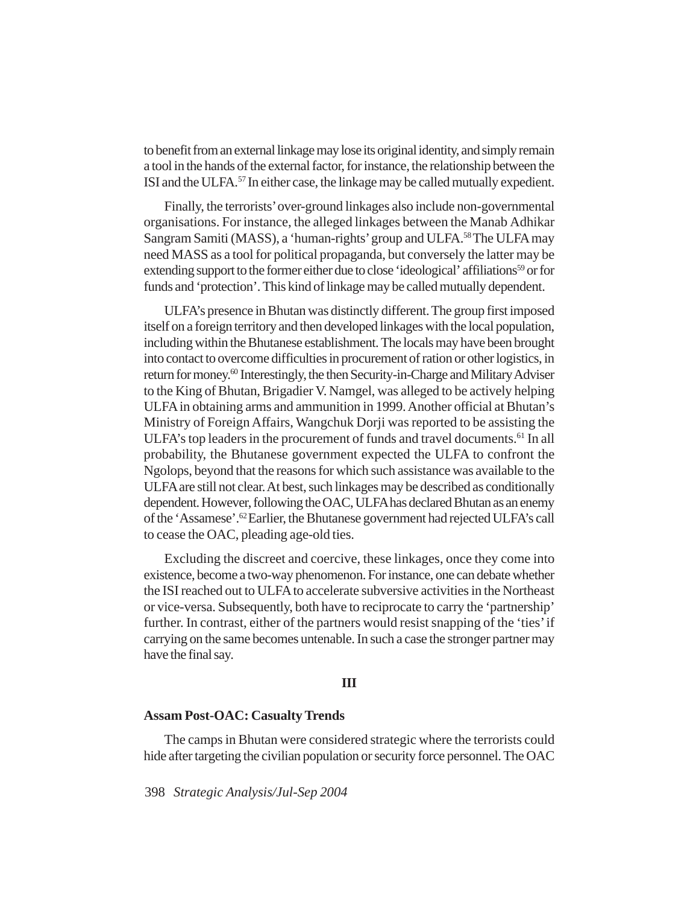to benefit from an external linkage may lose its original identity, and simply remain a tool in the hands of the external factor, for instance, the relationship between the ISI and the ULFA.[57] In either case, the linkage may be called mutually expedient.

Finally, the terrorists' over-ground linkages also include non-governmental organisations. For instance, the alleged linkages between the Manab Adhikar Sangram Samiti (MASS), a 'human-rights' group and ULFA.[58] The ULFA may need MASS as a tool for political propaganda, but conversely the latter may be extending support to the former either due to close 'ideological' affiliations[59] or for funds and 'protection'. This kind of linkage may be called mutually dependent.

ULFA's presence in Bhutan was distinctly different. The group first imposed itself on a foreign territory and then developed linkages with the local population, including within the Bhutanese establishment. The locals may have been brought into contact to overcome difficulties in procurement of ration or other logistics, in return for money.[60] Interestingly, the then Security-in-Charge and Military Adviser to the King of Bhutan, Brigadier V. Namgel, was alleged to be actively helping ULFA in obtaining arms and ammunition in 1999. Another official at Bhutan's Ministry of Foreign Affairs, Wangchuk Dorji was reported to be assisting the ULFA's top leaders in the procurement of funds and travel documents.[61] In all probability, the Bhutanese government expected the ULFA to confront the Ngolops, beyond that the reasons for which such assistance was available to the ULFA are still not clear. At best, such linkages may be described as conditionally dependent. However, following the OAC, ULFA has declared Bhutan as an enemy of the 'Assamese'.[62] Earlier, the Bhutanese government had rejected ULFA's call to cease the OAC, pleading age-old ties.

Excluding the discreet and coercive, these linkages, once they come into existence, become a two-way phenomenon. For instance, one can debate whether the ISI reached out to ULFA to accelerate subversive activities in the Northeast or vice-versa. Subsequently, both have to reciprocate to carry the 'partnership' further. In contrast, either of the partners would resist snapping of the 'ties' if carrying on the same becomes untenable. In such a case the stronger partner may have the final say.

## III

### Assam Post-OAC: Casualty Trends

The camps in Bhutan were considered strategic where the terrorists could hide after targeting the civilian population or security force personnel. The OAC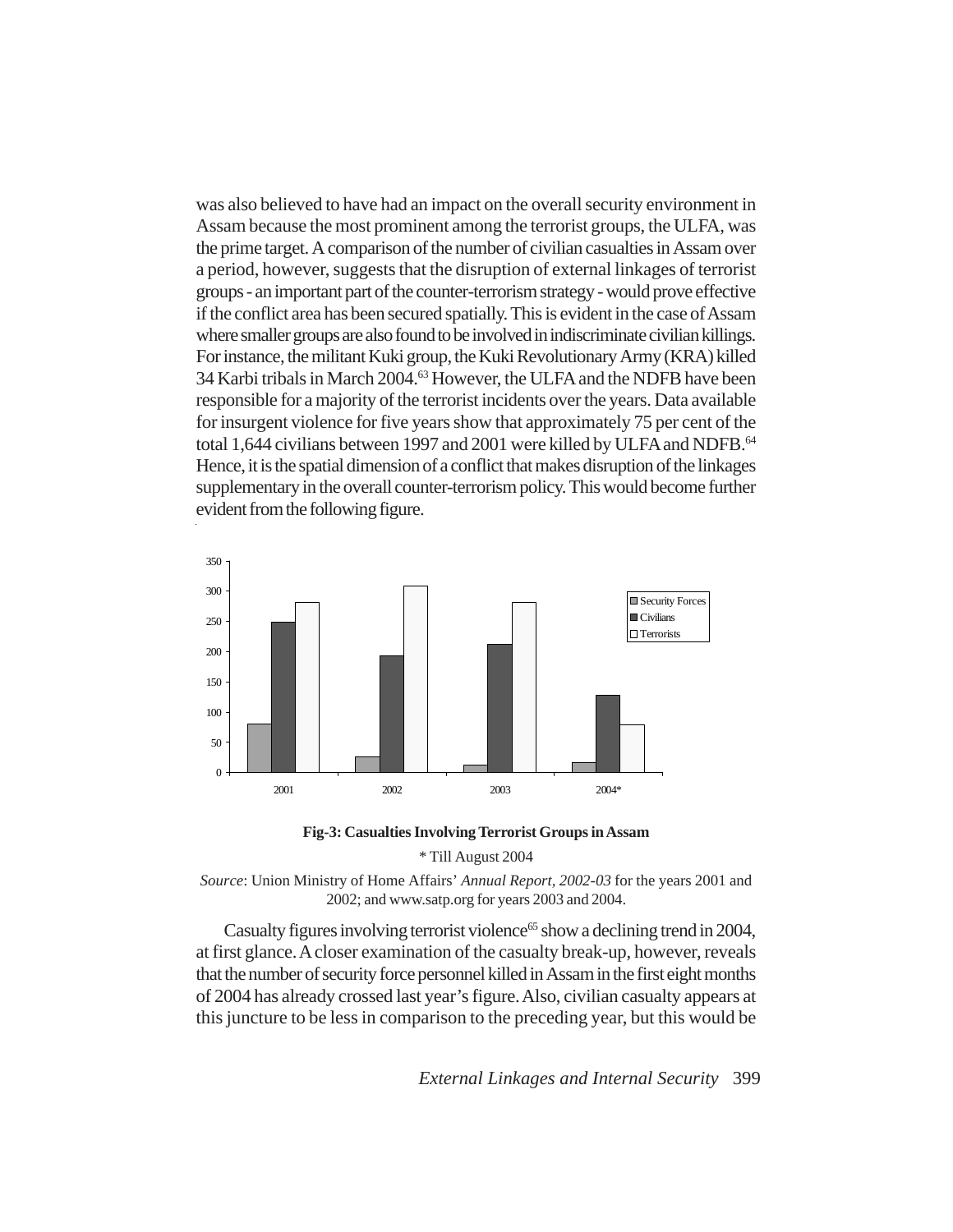was also believed to have had an impact on the overall security environment in Assam because the most prominent among the terrorist groups, the ULFA, was the prime target. A comparison of the number of civilian casualties in Assam over a period, however, suggests that the disruption of external linkages of terrorist groups - an important part of the counter-terrorism strategy - would prove effective if the conflict area has been secured spatially. This is evident in the case of Assam where smaller groups are also found to be involved in indiscriminate civilian killings. For instance, the militant Kuki group, the Kuki Revolutionary Army (KRA) killed 34 Karbi tribals in March 2004.[63] However, the ULFA and the NDFB have been responsible for a majority of the terrorist incidents over the years. Data available for insurgent violence for five years show that approximately 75 per cent of the total 1,644 civilians between 1997 and 2001 were killed by ULFA and NDFB.[64] Hence, it is the spatial dimension of a conflict that makes disruption of the linkages supplementary in the overall counter-terrorism policy. This would become further evident from the following figure.

**Fig-3: Casualties Involving Terrorist Groups in Assam**

\* Till August 2004

*Source*: Union Ministry of Home Affairs' *Annual Report, 2002-03* for the years 2001 and 2002; and www.satp.org for years 2003 and 2004.

Casualty figures involving terrorist violence[65] show a declining trend in 2004, at first glance. A closer examination of the casualty break-up, however, reveals that the number of security force personnel killed in Assam in the first eight months of 2004 has already crossed last year's figure. Also, civilian casualty appears at this juncture to be less in comparison to the preceding year, but this would be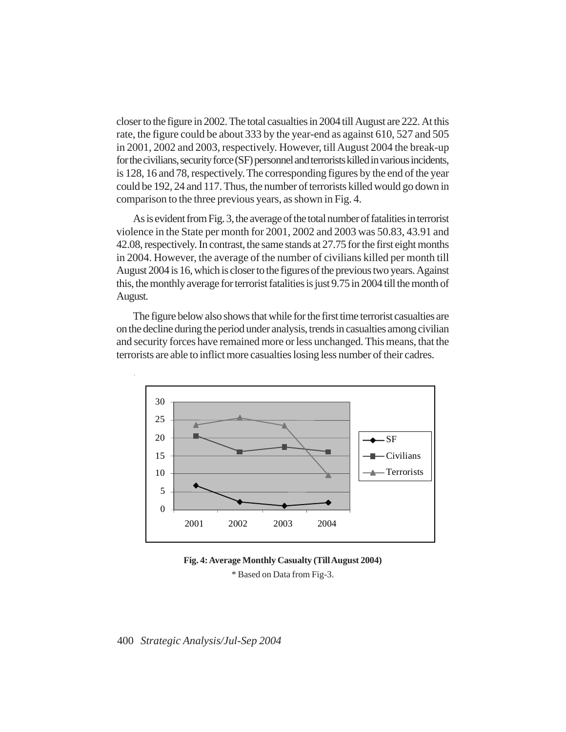closer to the figure in 2002. The total casualties in 2004 till August are 222. At this rate, the figure could be about 333 by the year-end as against 610, 527 and 505 in 2001, 2002 and 2003, respectively. However, till August 2004 the break-up for the civilians, security force (SF) personnel and terrorists killed in various incidents, is 128, 16 and 78, respectively. The corresponding figures by the end of the year could be 192, 24 and 117. Thus, the number of terrorists killed would go down in comparison to the three previous years, as shown in Fig. 4.

As is evident from Fig. 3, the average of the total number of fatalities in terrorist violence in the State per month for 2001, 2002 and 2003 was 50.83, 43.91 and 42.08, respectively. In contrast, the same stands at 27.75 for the first eight months in 2004. However, the average of the number of civilians killed per month till August 2004 is 16, which is closer to the figures of the previous two years. Against this, the monthly average for terrorist fatalities is just 9.75 in 2004 till the month of August.

The figure below also shows that while for the first time terrorist casualties are on the decline during the period under analysis, trends in casualties among civilian and security forces have remained more or less unchanged. This means, that the terrorists are able to inflict more casualties losing less number of their cadres.

**Fig. 4: Average Monthly Casualty (Till August 2004)**

\* Based on Data from Fig-3.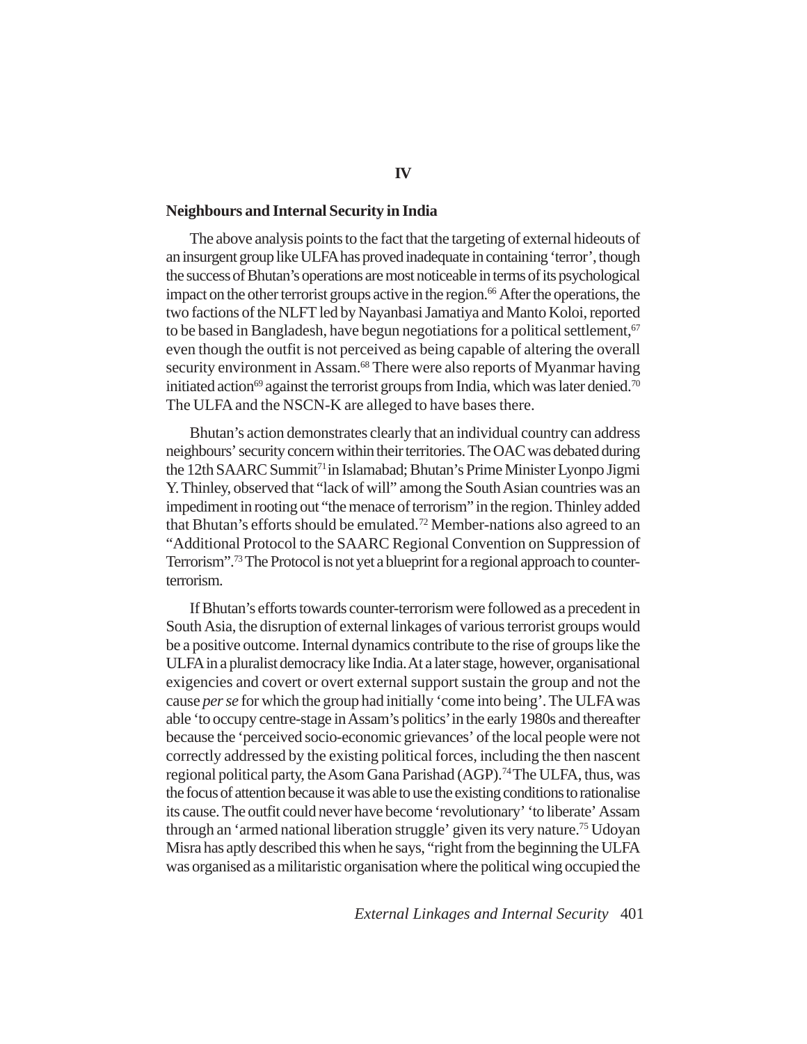# IV

## Neighbours and Internal Security in India

The above analysis points to the fact that the targeting of external hideouts of an insurgent group like ULFA has proved inadequate in containing 'terror', though the success of Bhutan's operations are most noticeable in terms of its psychological impact on the other terrorist groups active in the region.[66] After the operations, the two factions of the NLFT led by Nayanbasi Jamatiya and Manto Koloi, reported to be based in Bangladesh, have begun negotiations for a political settlement,[67] even though the outfit is not perceived as being capable of altering the overall security environment in Assam.[68] There were also reports of Myanmar having initiated action[69] against the terrorist groups from India, which was later denied.[70] The ULFA and the NSCN-K are alleged to have bases there.

Bhutan's action demonstrates clearly that an individual country can address neighbours' security concern within their territories. The OAC was debated during the 12th SAARC Summit[71] in Islamabad; Bhutan's Prime Minister Lyonpo Jigmi Y. Thinley, observed that "lack of will" among the South Asian countries was an impediment in rooting out "the menace of terrorism" in the region. Thinley added that Bhutan's efforts should be emulated.[72] Member-nations also agreed to an "Additional Protocol to the SAARC Regional Convention on Suppression of Terrorism".[73] The Protocol is not yet a blueprint for a regional approach to counter-terrorism.

If Bhutan's efforts towards counter-terrorism were followed as a precedent in South Asia, the disruption of external linkages of various terrorist groups would be a positive outcome. Internal dynamics contribute to the rise of groups like the ULFA in a pluralist democracy like India. At a later stage, however, organisational exigencies and covert or overt external support sustain the group and not the cause *per se* for which the group had initially 'come into being'. The ULFA was able 'to occupy centre-stage in Assam's politics' in the early 1980s and thereafter because the 'perceived socio-economic grievances' of the local people were not correctly addressed by the existing political forces, including the then nascent regional political party, the Asom Gana Parishad (AGP).[74] The ULFA, thus, was the focus of attention because it was able to use the existing conditions to rationalise its cause. The outfit could never have become 'revolutionary' 'to liberate' Assam through an 'armed national liberation struggle' given its very nature.[75] Udoyan Misra has aptly described this when he says, "right from the beginning the ULFA was organised as a militaristic organisation where the political wing occupied the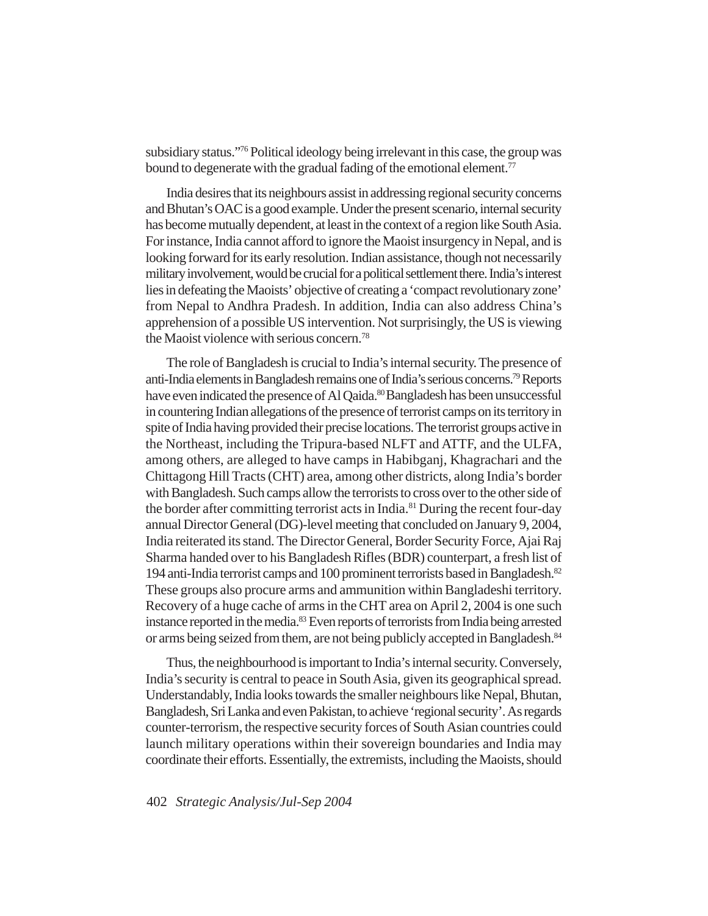subsidiary status."[76] Political ideology being irrelevant in this case, the group was bound to degenerate with the gradual fading of the emotional element.[77]

India desires that its neighbours assist in addressing regional security concerns and Bhutan's OAC is a good example. Under the present scenario, internal security has become mutually dependent, at least in the context of a region like South Asia. For instance, India cannot afford to ignore the Maoist insurgency in Nepal, and is looking forward for its early resolution. Indian assistance, though not necessarily military involvement, would be crucial for a political settlement there. India's interest lies in defeating the Maoists' objective of creating a 'compact revolutionary zone' from Nepal to Andhra Pradesh. In addition, India can also address China's apprehension of a possible US intervention. Not surprisingly, the US is viewing the Maoist violence with serious concern.[78]

The role of Bangladesh is crucial to India's internal security. The presence of anti-India elements in Bangladesh remains one of India's serious concerns.[79] Reports have even indicated the presence of Al Qaida.[80] Bangladesh has been unsuccessful in countering Indian allegations of the presence of terrorist camps on its territory in spite of India having provided their precise locations. The terrorist groups active in the Northeast, including the Tripura-based NLFT and ATTF, and the ULFA, among others, are alleged to have camps in Habibganj, Khagrachari and the Chittagong Hill Tracts (CHT) area, among other districts, along India's border with Bangladesh. Such camps allow the terrorists to cross over to the other side of the border after committing terrorist acts in India.[81] During the recent four-day annual Director General (DG)-level meeting that concluded on January 9, 2004, India reiterated its stand. The Director General, Border Security Force, Ajai Raj Sharma handed over to his Bangladesh Rifles (BDR) counterpart, a fresh list of 194 anti-India terrorist camps and 100 prominent terrorists based in Bangladesh.[82] These groups also procure arms and ammunition within Bangladeshi territory. Recovery of a huge cache of arms in the CHT area on April 2, 2004 is one such instance reported in the media.[83] Even reports of terrorists from India being arrested or arms being seized from them, are not being publicly accepted in Bangladesh.[84]

Thus, the neighbourhood is important to India's internal security. Conversely, India's security is central to peace in South Asia, given its geographical spread. Understandably, India looks towards the smaller neighbours like Nepal, Bhutan, Bangladesh, Sri Lanka and even Pakistan, to achieve 'regional security'. As regards counter-terrorism, the respective security forces of South Asian countries could launch military operations within their sovereign boundaries and India may coordinate their efforts. Essentially, the extremists, including the Maoists, should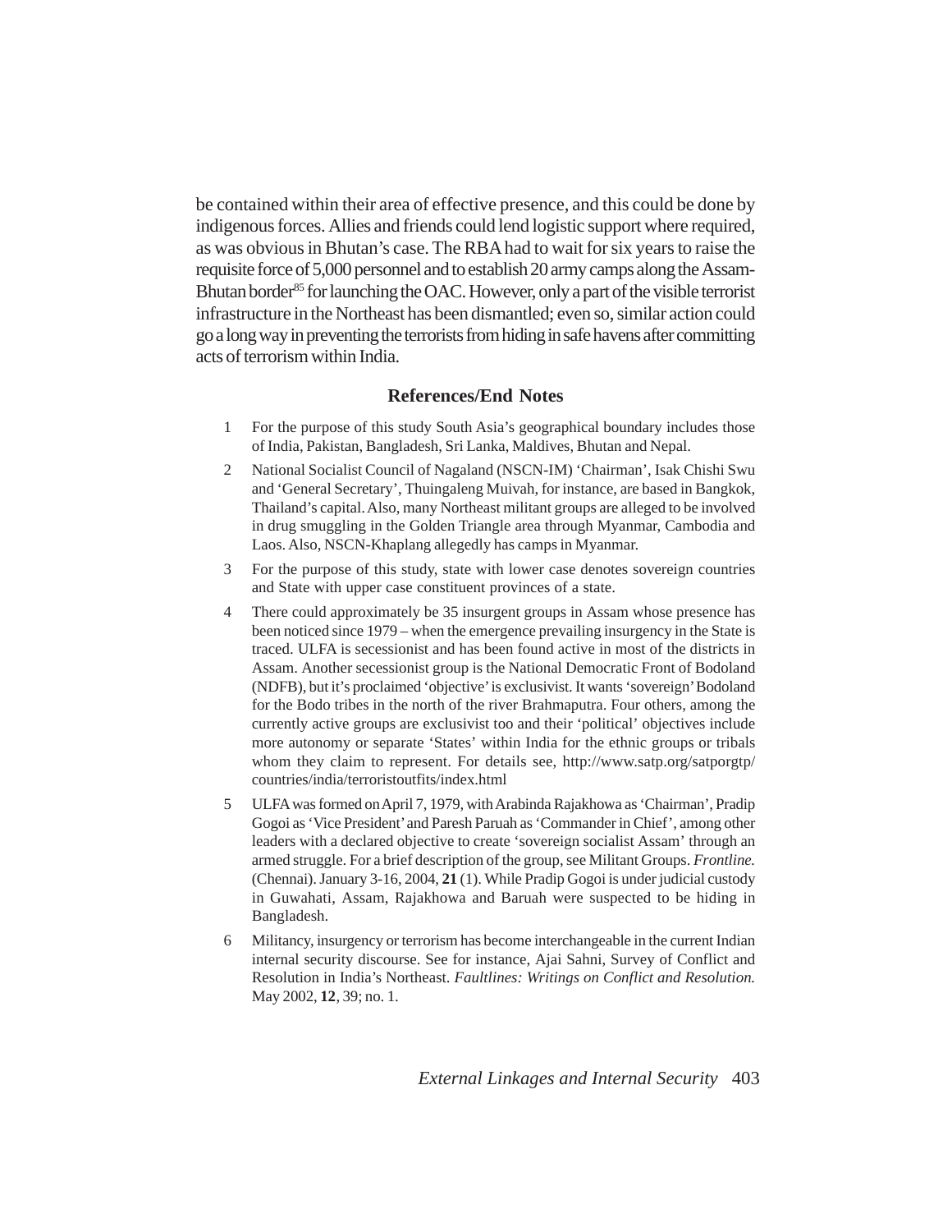be contained within their area of effective presence, and this could be done by indigenous forces. Allies and friends could lend logistic support where required, as was obvious in Bhutan's case. The RBA had to wait for six years to raise the requisite force of 5,000 personnel and to establish 20 army camps along the Assam-Bhutan border[85] for launching the OAC. However, only a part of the visible terrorist infrastructure in the Northeast has been dismantled; even so, similar action could go a long way in preventing the terrorists from hiding in safe havens after committing acts of terrorism within India.

## References/End Notes

1. For the purpose of this study South Asia's geographical boundary includes those of India, Pakistan, Bangladesh, Sri Lanka, Maldives, Bhutan and Nepal.
2. National Socialist Council of Nagaland (NSCN-IM) 'Chairman', Isak Chishi Swu and 'General Secretary', Thuingaleng Muivah, for instance, are based in Bangkok, Thailand's capital. Also, many Northeast militant groups are alleged to be involved in drug smuggling in the Golden Triangle area through Myanmar, Cambodia and Laos. Also, NSCN-Khaplang allegedly has camps in Myanmar.
3. For the purpose of this study, state with lower case denotes sovereign countries and State with upper case constituent provinces of a state.
4. There could approximately be 35 insurgent groups in Assam whose presence has been noticed since 1979 – when the emergence prevailing insurgency in the State is traced. ULFA is secessionist and has been found active in most of the districts in Assam. Another secessionist group is the National Democratic Front of Bodoland (NDFB), but it's proclaimed 'objective' is exclusivist. It wants 'sovereign' Bodoland for the Bodo tribes in the north of the river Brahmaputra. Four others, among the currently active groups are exclusivist too and their 'political' objectives include more autonomy or separate 'States' within India for the ethnic groups or tribals whom they claim to represent. For details see, http://www.satp.org/satporgtp/countries/india/terroristoutfits/index.html
5. ULFA was formed on April 7, 1979, with Arabinda Rajakhowa as 'Chairman', Pradip Gogoi as 'Vice President' and Paresh Paruah as 'Commander in Chief', among other leaders with a declared objective to create 'sovereign socialist Assam' through an armed struggle. For a brief description of the group, see Militant Groups. *Frontline.* (Chennai). January 3-16, 2004, **21** (1). While Pradip Gogoi is under judicial custody in Guwahati, Assam, Rajakhowa and Baruah were suspected to be hiding in Bangladesh.
6. Militancy, insurgency or terrorism has become interchangeable in the current Indian internal security discourse. See for instance, Ajai Sahni, Survey of Conflict and Resolution in India's Northeast. *Faultlines: Writings on Conflict and Resolution.* May 2002, **12**, 39; no. 1.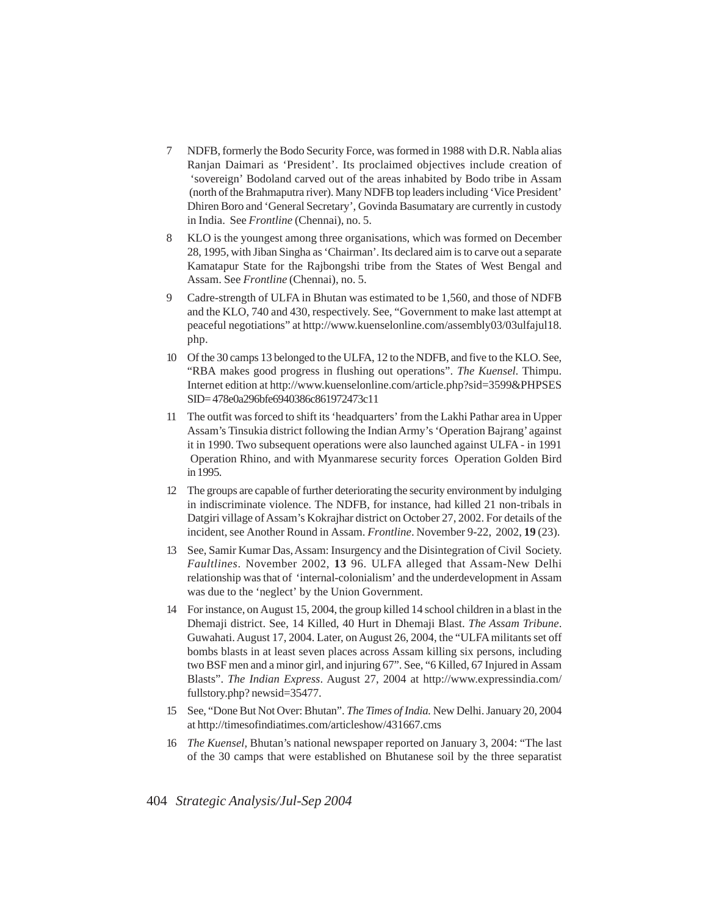7 NDFB, formerly the Bodo Security Force, was formed in 1988 with D.R. Nabla alias Ranjan Daimari as 'President'. Its proclaimed objectives include creation of 'sovereign' Bodoland carved out of the areas inhabited by Bodo tribe in Assam (north of the Brahmaputra river). Many NDFB top leaders including 'Vice President' Dhiren Boro and 'General Secretary', Govinda Basumatary are currently in custody in India. See *Frontline* (Chennai), no. 5.

8 KLO is the youngest among three organisations, which was formed on December 28, 1995, with Jiban Singha as 'Chairman'. Its declared aim is to carve out a separate Kamatapur State for the Rajbongshi tribe from the States of West Bengal and Assam. See *Frontline* (Chennai), no. 5.

9 Cadre-strength of ULFA in Bhutan was estimated to be 1,560, and those of NDFB and the KLO, 740 and 430, respectively. See, "Government to make last attempt at peaceful negotiations" at http://www.kuenselonline.com/assembly03/03ulfajul18.php.

10 Of the 30 camps 13 belonged to the ULFA, 12 to the NDFB, and five to the KLO. See, "RBA makes good progress in flushing out operations". *The Kuensel*. Thimpu. Internet edition at http://www.kuenselonline.com/article.php?sid=3599&PHPSESSID= 478e0a296bfe6940386c861972473c11

11 The outfit was forced to shift its 'headquarters' from the Lakhi Pathar area in Upper Assam's Tinsukia district following the Indian Army's 'Operation Bajrang' against it in 1990. Two subsequent operations were also launched against ULFA - in 1991 Operation Rhino, and with Myanmarese security forces Operation Golden Bird in 1995.

12 The groups are capable of further deteriorating the security environment by indulging in indiscriminate violence. The NDFB, for instance, had killed 21 non-tribals in Datgiri village of Assam's Kokrajhar district on October 27, 2002. For details of the incident, see Another Round in Assam. *Frontline*. November 9-22, 2002, **19** (23).

13 See, Samir Kumar Das, Assam: Insurgency and the Disintegration of Civil Society. *Faultlines*. November 2002, **13** 96. ULFA alleged that Assam-New Delhi relationship was that of 'internal-colonialism' and the underdevelopment in Assam was due to the 'neglect' by the Union Government.

14 For instance, on August 15, 2004, the group killed 14 school children in a blast in the Dhemaji district. See, 14 Killed, 40 Hurt in Dhemaji Blast. *The Assam Tribune*. Guwahati. August 17, 2004. Later, on August 26, 2004, the "ULFA militants set off bombs blasts in at least seven places across Assam killing six persons, including two BSF men and a minor girl, and injuring 67". See, "6 Killed, 67 Injured in Assam Blasts". *The Indian Express*. August 27, 2004 at http://www.expressindia.com/fullstory.php? newsid=35477.

15 See, "Done But Not Over: Bhutan". *The Times of India.* New Delhi. January 20, 2004 at http://timesofindiatimes.com/articleshow/431667.cms

16 *The Kuensel*, Bhutan's national newspaper reported on January 3, 2004: "The last of the 30 camps that were established on Bhutanese soil by the three separatist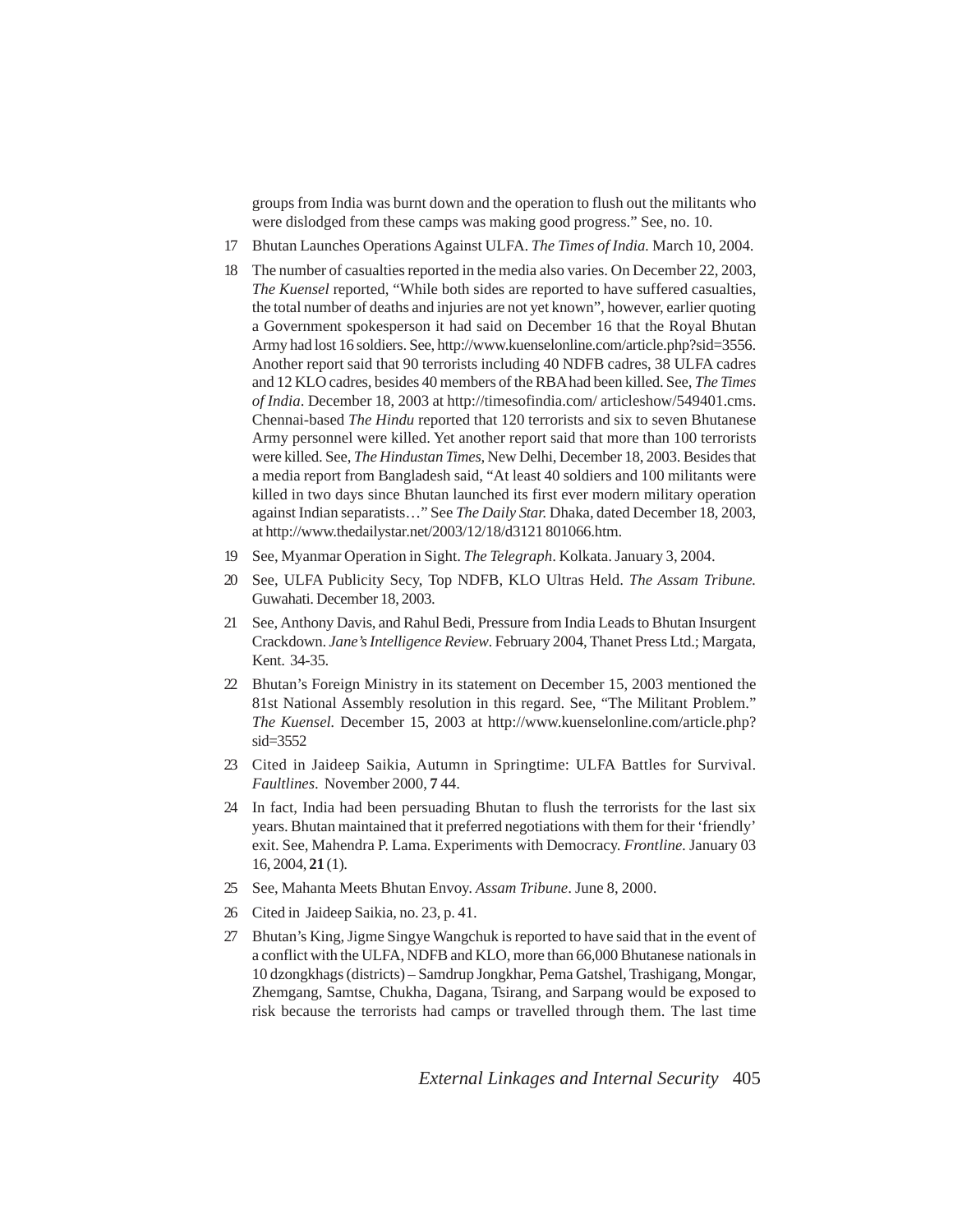groups from India was burnt down and the operation to flush out the militants who were dislodged from these camps was making good progress." See, no. 10.

17 Bhutan Launches Operations Against ULFA. *The Times of India.* March 10, 2004.

18 The number of casualties reported in the media also varies. On December 22, 2003, *The Kuensel* reported, "While both sides are reported to have suffered casualties, the total number of deaths and injuries are not yet known", however, earlier quoting a Government spokesperson it had said on December 16 that the Royal Bhutan Army had lost 16 soldiers. See, http://www.kuenselonline.com/article.php?sid=3556. Another report said that 90 terrorists including 40 NDFB cadres, 38 ULFA cadres and 12 KLO cadres, besides 40 members of the RBA had been killed. See, *The Times of India*. December 18, 2003 at http://timesofindia.com/ articleshow/549401.cms. Chennai-based *The Hindu* reported that 120 terrorists and six to seven Bhutanese Army personnel were killed. Yet another report said that more than 100 terrorists were killed. See, *The Hindustan Times*, New Delhi, December 18, 2003. Besides that a media report from Bangladesh said, "At least 40 soldiers and 100 militants were killed in two days since Bhutan launched its first ever modern military operation against Indian separatists…" See *The Daily Star.* Dhaka, dated December 18, 2003, at http://www.thedailystar.net/2003/12/18/d3121 801066.htm.

19 See, Myanmar Operation in Sight. *The Telegraph*. Kolkata. January 3, 2004.

20 See, ULFA Publicity Secy, Top NDFB, KLO Ultras Held. *The Assam Tribune.* Guwahati. December 18, 2003.

21 See, Anthony Davis, and Rahul Bedi, Pressure from India Leads to Bhutan Insurgent Crackdown. *Jane's Intelligence Review*. February 2004, Thanet Press Ltd.; Margata, Kent. 34-35.

22 Bhutan's Foreign Ministry in its statement on December 15, 2003 mentioned the 81st National Assembly resolution in this regard. See, "The Militant Problem." *The Kuensel.* December 15, 2003 at http://www.kuenselonline.com/article.php?sid=3552

23 Cited in Jaideep Saikia, Autumn in Springtime: ULFA Battles for Survival. *Faultlines*. November 2000, **7** 44.

24 In fact, India had been persuading Bhutan to flush the terrorists for the last six years. Bhutan maintained that it preferred negotiations with them for their 'friendly' exit. See, Mahendra P. Lama. Experiments with Democracy. *Frontline.* January 03 16, 2004, **21** (1).

25 See, Mahanta Meets Bhutan Envoy. *Assam Tribune*. June 8, 2000.

26 Cited in Jaideep Saikia, no. 23, p. 41.

27 Bhutan's King, Jigme Singye Wangchuk is reported to have said that in the event of a conflict with the ULFA, NDFB and KLO, more than 66,000 Bhutanese nationals in 10 dzongkhags (districts) – Samdrup Jongkhar, Pema Gatshel, Trashigang, Mongar, Zhemgang, Samtse, Chukha, Dagana, Tsirang, and Sarpang would be exposed to risk because the terrorists had camps or travelled through them. The last time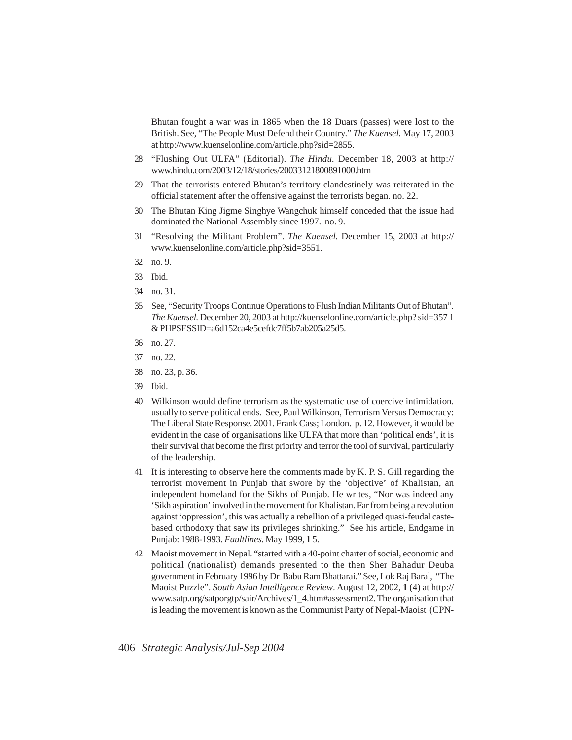Bhutan fought a war was in 1865 when the 18 Duars (passes) were lost to the British. See, "The People Must Defend their Country." *The Kuensel.* May 17, 2003 at http://www.kuenselonline.com/article.php?sid=2855.

28 "Flushing Out ULFA" (Editorial). *The Hindu.* December 18, 2003 at http://www.hindu.com/2003/12/18/stories/2003121800891000.htm

29 That the terrorists entered Bhutan's territory clandestinely was reiterated in the official statement after the offensive against the terrorists began. no. 22.

30 The Bhutan King Jigme Singhye Wangchuk himself conceded that the issue had dominated the National Assembly since 1997. no. 9.

31 "Resolving the Militant Problem". *The Kuensel.* December 15, 2003 at http://www.kuenselonline.com/article.php?sid=3551.

32 no. 9.

33 Ibid.

34 no. 31.

35 See, "Security Troops Continue Operations to Flush Indian Militants Out of Bhutan". *The Kuensel.* December 20, 2003 at http://kuenselonline.com/article.php? sid=357 1 & PHPSESSID=a6d152ca4e5cefdc7ff5b7ab205a25d5.

36 no. 27.

37 no. 22.

38 no. 23, p. 36.

39 Ibid.

40 Wilkinson would define terrorism as the systematic use of coercive intimidation. usually to serve political ends. See, Paul Wilkinson, Terrorism Versus Democracy: The Liberal State Response. 2001. Frank Cass; London. p. 12. However, it would be evident in the case of organisations like ULFA that more than 'political ends', it is their survival that become the first priority and terror the tool of survival, particularly of the leadership.

41 It is interesting to observe here the comments made by K. P. S. Gill regarding the terrorist movement in Punjab that swore by the 'objective' of Khalistan, an independent homeland for the Sikhs of Punjab. He writes, "Nor was indeed any 'Sikh aspiration' involved in the movement for Khalistan. Far from being a revolution against 'oppression', this was actually a rebellion of a privileged quasi-feudal caste-based orthodoxy that saw its privileges shrinking." See his article, Endgame in Punjab: 1988-1993. *Faultlines.* May 1999, **1** 5.

42 Maoist movement in Nepal. "started with a 40-point charter of social, economic and political (nationalist) demands presented to the then Sher Bahadur Deuba government in February 1996 by Dr Babu Ram Bhattarai." See, Lok Raj Baral, "The Maoist Puzzle". *South Asian Intelligence Review*. August 12, 2002, **1** (4) at http://www.satp.org/satporgtp/sair/Archives/1_4.htm#assessment2. The organisation that is leading the movement is known as the Communist Party of Nepal-Maoist (CPN-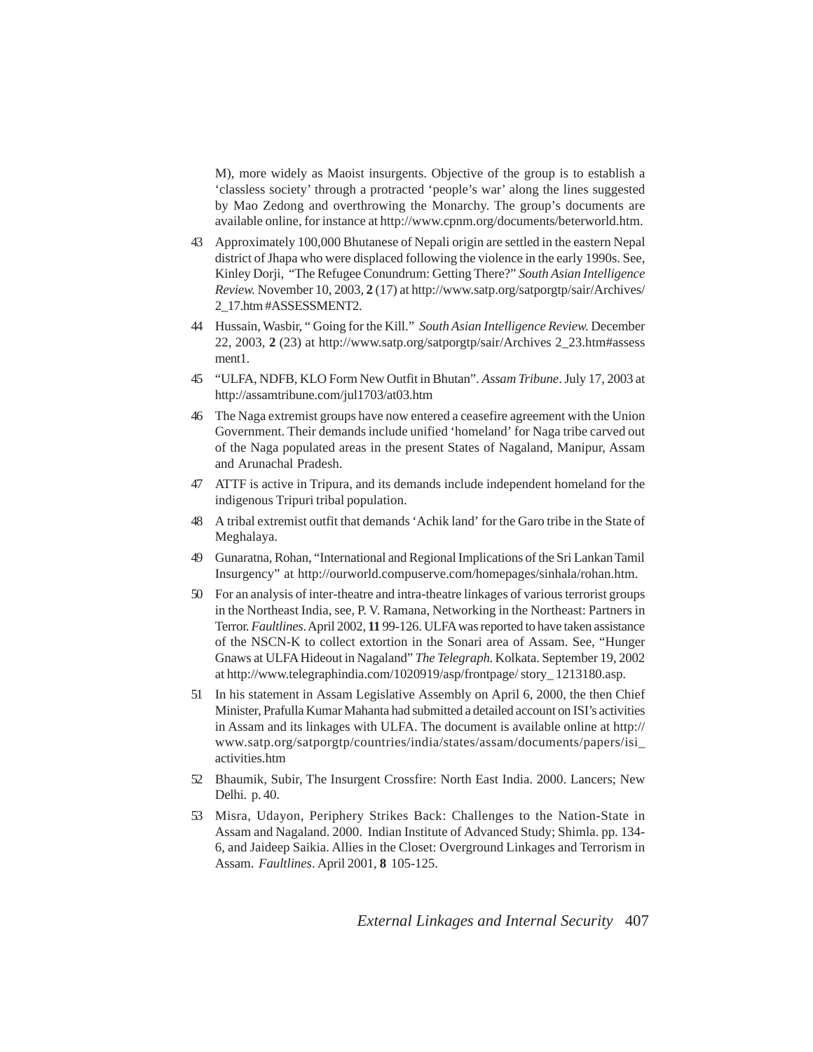M), more widely as Maoist insurgents. Objective of the group is to establish a 'classless society' through a protracted 'people's war' along the lines suggested by Mao Zedong and overthrowing the Monarchy. The group's documents are available online, for instance at http://www.cpnm.org/documents/beterworld.htm.

43 Approximately 100,000 Bhutanese of Nepali origin are settled in the eastern Nepal district of Jhapa who were displaced following the violence in the early 1990s. See, Kinley Dorji, "The Refugee Conundrum: Getting There?" *South Asian Intelligence Review.* November 10, 2003, **2** (17) at http://www.satp.org/satporgtp/sair/Archives/2_17.htm #ASSESSMENT2.

44 Hussain, Wasbir, " Going for the Kill." *South Asian Intelligence Review.* December 22, 2003, **2** (23) at http://www.satp.org/satporgtp/sair/Archives 2_23.htm#assessment1.

45 "ULFA, NDFB, KLO Form New Outfit in Bhutan". *Assam Tribune*. July 17, 2003 at http://assamtribune.com/jul1703/at03.htm

46 The Naga extremist groups have now entered a ceasefire agreement with the Union Government. Their demands include unified 'homeland' for Naga tribe carved out of the Naga populated areas in the present States of Nagaland, Manipur, Assam and Arunachal Pradesh.

47 ATTF is active in Tripura, and its demands include independent homeland for the indigenous Tripuri tribal population.

48 A tribal extremist outfit that demands 'Achik land' for the Garo tribe in the State of Meghalaya.

49 Gunaratna, Rohan, "International and Regional Implications of the Sri Lankan Tamil Insurgency" at http://ourworld.compuserve.com/homepages/sinhala/rohan.htm.

50 For an analysis of inter-theatre and intra-theatre linkages of various terrorist groups in the Northeast India, see, P. V. Ramana, Networking in the Northeast: Partners in Terror. *Faultlines*. April 2002, **11** 99-126. ULFA was reported to have taken assistance of the NSCN-K to collect extortion in the Sonari area of Assam. See, "Hunger Gnaws at ULFA Hideout in Nagaland" *The Telegraph.* Kolkata. September 19, 2002 at http://www.telegraphindia.com/1020919/asp/frontpage/ story_ 1213180.asp.

51 In his statement in Assam Legislative Assembly on April 6, 2000, the then Chief Minister, Prafulla Kumar Mahanta had submitted a detailed account on ISI's activities in Assam and its linkages with ULFA. The document is available online at http://www.satp.org/satporgtp/countries/india/states/assam/documents/papers/isi_activities.htm

52 Bhaumik, Subir, The Insurgent Crossfire: North East India. 2000. Lancers; New Delhi. p. 40.

53 Misra, Udayon, Periphery Strikes Back: Challenges to the Nation-State in Assam and Nagaland. 2000. Indian Institute of Advanced Study; Shimla. pp. 134-6, and Jaideep Saikia. Allies in the Closet: Overground Linkages and Terrorism in Assam. *Faultlines*. April 2001, **8** 105-125.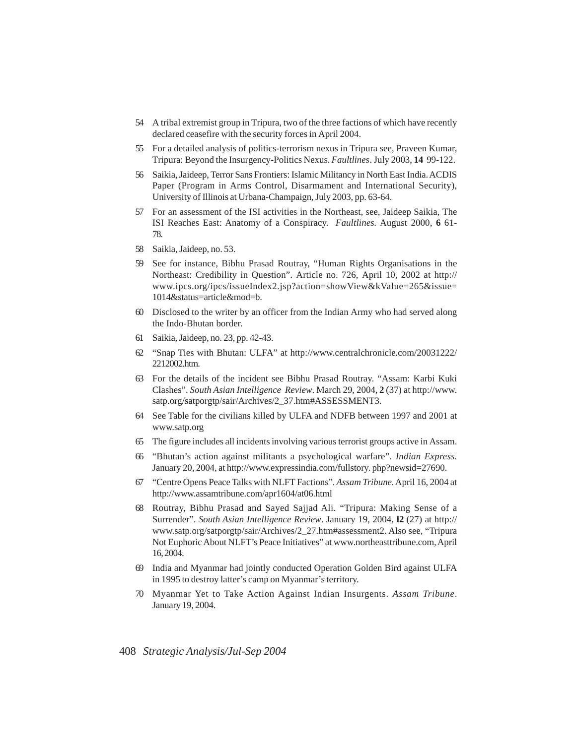54 A tribal extremist group in Tripura, two of the three factions of which have recently declared ceasefire with the security forces in April 2004.

55 For a detailed analysis of politics-terrorism nexus in Tripura see, Praveen Kumar, Tripura: Beyond the Insurgency-Politics Nexus. *Faultlines*. July 2003, **14** 99-122.

56 Saikia, Jaideep, Terror Sans Frontiers: Islamic Militancy in North East India. ACDIS Paper (Program in Arms Control, Disarmament and International Security), University of Illinois at Urbana-Champaign, July 2003, pp. 63-64.

57 For an assessment of the ISI activities in the Northeast, see, Jaideep Saikia, The ISI Reaches East: Anatomy of a Conspiracy. *Faultlines.* August 2000, **6** 61-78.

58 Saikia, Jaideep, no. 53.

59 See for instance, Bibhu Prasad Routray, "Human Rights Organisations in the Northeast: Credibility in Question". Article no. 726, April 10, 2002 at http://www.ipcs.org/ipcs/issueIndex2.jsp?action=showView&kValue=265&issue=1014&status=article&mod=b.

60 Disclosed to the writer by an officer from the Indian Army who had served along the Indo-Bhutan border.

61 Saikia, Jaideep, no. 23, pp. 42-43.

62 "Snap Ties with Bhutan: ULFA" at http://www.centralchronicle.com/20031222/2212002.htm.

63 For the details of the incident see Bibhu Prasad Routray. "Assam: Karbi Kuki Clashes". *South Asian Intelligence Review*. March 29, 2004, **2** (37) at http://www.satp.org/satporgtp/sair/Archives/2_37.htm#ASSESSMENT3.

64 See Table for the civilians killed by ULFA and NDFB between 1997 and 2001 at www.satp.org

65 The figure includes all incidents involving various terrorist groups active in Assam.

66 "Bhutan's action against militants a psychological warfare". *Indian Express.* January 20, 2004, at http://www.expressindia.com/fullstory. php?newsid=27690.

67 "Centre Opens Peace Talks with NLFT Factions". *Assam Tribune.* April 16, 2004 at http://www.assamtribune.com/apr1604/at06.html

68 Routray, Bibhu Prasad and Sayed Sajjad Ali. "Tripura: Making Sense of a Surrender". *South Asian Intelligence Review*. January 19, 2004, **l2** (27) at http://www.satp.org/satporgtp/sair/Archives/2_27.htm#assessment2. Also see, "Tripura Not Euphoric About NLFT's Peace Initiatives" at www.northeasttribune.com, April 16, 2004.

69 India and Myanmar had jointly conducted Operation Golden Bird against ULFA in 1995 to destroy latter's camp on Myanmar's territory.

70 Myanmar Yet to Take Action Against Indian Insurgents. *Assam Tribune*. January 19, 2004.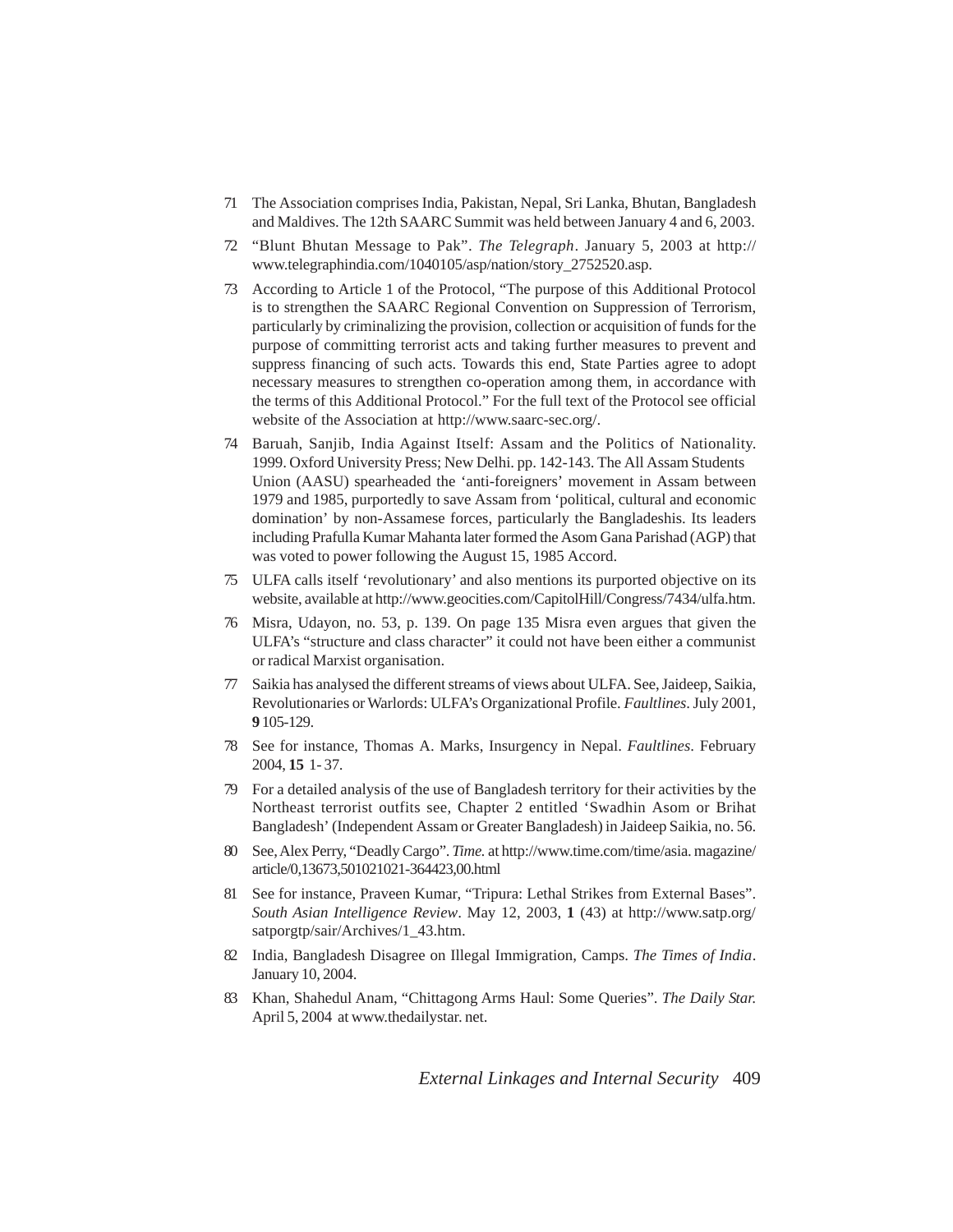71 The Association comprises India, Pakistan, Nepal, Sri Lanka, Bhutan, Bangladesh and Maldives. The 12th SAARC Summit was held between January 4 and 6, 2003.

72 "Blunt Bhutan Message to Pak". *The Telegraph*. January 5, 2003 at http://www.telegraphindia.com/1040105/asp/nation/story_2752520.asp.

73 According to Article 1 of the Protocol, "The purpose of this Additional Protocol is to strengthen the SAARC Regional Convention on Suppression of Terrorism, particularly by criminalizing the provision, collection or acquisition of funds for the purpose of committing terrorist acts and taking further measures to prevent and suppress financing of such acts. Towards this end, State Parties agree to adopt necessary measures to strengthen co-operation among them, in accordance with the terms of this Additional Protocol." For the full text of the Protocol see official website of the Association at http://www.saarc-sec.org/.

74 Baruah, Sanjib, India Against Itself: Assam and the Politics of Nationality. 1999. Oxford University Press; New Delhi. pp. 142-143. The All Assam Students Union (AASU) spearheaded the 'anti-foreigners' movement in Assam between 1979 and 1985, purportedly to save Assam from 'political, cultural and economic domination' by non-Assamese forces, particularly the Bangladeshis. Its leaders including Prafulla Kumar Mahanta later formed the Asom Gana Parishad (AGP) that was voted to power following the August 15, 1985 Accord.

75 ULFA calls itself 'revolutionary' and also mentions its purported objective on its website, available at http://www.geocities.com/CapitolHill/Congress/7434/ulfa.htm.

76 Misra, Udayon, no. 53, p. 139. On page 135 Misra even argues that given the ULFA's "structure and class character" it could not have been either a communist or radical Marxist organisation.

77 Saikia has analysed the different streams of views about ULFA. See, Jaideep, Saikia, Revolutionaries or Warlords: ULFA's Organizational Profile. *Faultlines*. July 2001, **9** 105-129.

78 See for instance, Thomas A. Marks, Insurgency in Nepal. *Faultlines*. February 2004, **15** 1- 37.

79 For a detailed analysis of the use of Bangladesh territory for their activities by the Northeast terrorist outfits see, Chapter 2 entitled 'Swadhin Asom or Brihat Bangladesh' (Independent Assam or Greater Bangladesh) in Jaideep Saikia, no. 56.

80 See, Alex Perry, "Deadly Cargo". *Time.* at http://www.time.com/time/asia. magazine/article/0,13673,501021021-364423,00.html

81 See for instance, Praveen Kumar, "Tripura: Lethal Strikes from External Bases". *South Asian Intelligence Review*. May 12, 2003, **1** (43) at http://www.satp.org/satporgtp/sair/Archives/1_43.htm.

82 India, Bangladesh Disagree on Illegal Immigration, Camps. *The Times of India*. January 10, 2004.

83 Khan, Shahedul Anam, "Chittagong Arms Haul: Some Queries". *The Daily Star.* April 5, 2004 at www.thedailystar. net.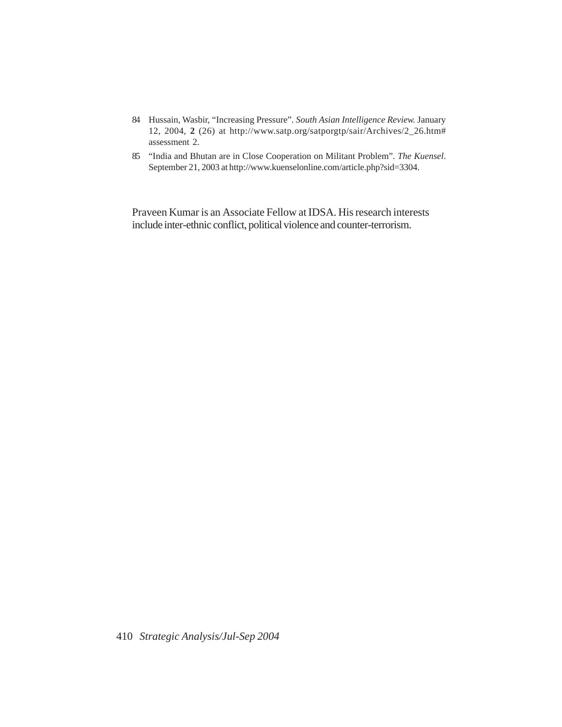84 Hussain, Wasbir, "Increasing Pressure". *South Asian Intelligence Review.* January 12, 2004, **2** (26) at http://www.satp.org/satporgtp/sair/Archives/2_26.htm# assessment 2.

85 "India and Bhutan are in Close Cooperation on Militant Problem". *The Kuensel*. September 21, 2003 at http://www.kuenselonline.com/article.php?sid=3304.

Praveen Kumar is an Associate Fellow at IDSA. His research interests include inter-ethnic conflict, political violence and counter-terrorism.